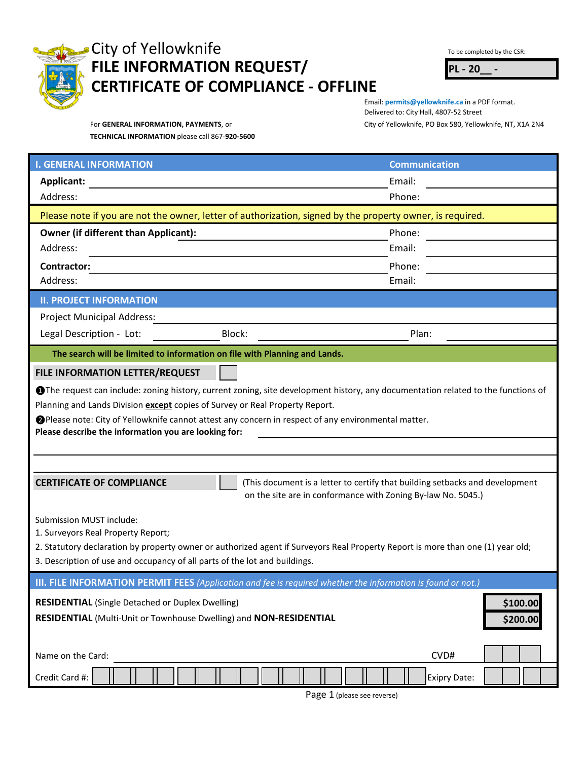# City of Yellowknife
# FILE INFORMATION REQUEST/ CERTIFICATE OF COMPLIANCE - OFFLINE

To be completed by the CSR:

**PL - 20__ -**

Email: **permits@yellowknife.ca** in a PDF format.
Delivered to: City Hall, 4807-52 Street
City of Yellowknife, PO Box 580, Yellowknife, NT, X1A 2N4

For **GENERAL INFORMATION, PAYMENTS**, or **TECHNICAL INFORMATION** please call 867-**920-5600**

## I. GENERAL INFORMATION

**Communication**

**Applicant:** ______________________ Email: ______________________

Address: ______________________ Phone: ______________________

Please note if you are not the owner, letter of authorization, signed by the property owner, is required.

**Owner (if different than Applicant):** ______________________ Phone: ______________________

Address: ______________________ Email: ______________________

**Contractor:** ______________________ Phone: ______________________

Address: ______________________ Email: ______________________

## II. PROJECT INFORMATION

Project Municipal Address: ______________________

Legal Description - Lot: __________ Block: __________ Plan: __________

**The search will be limited to information on file with Planning and Lands.**

**FILE INFORMATION LETTER/REQUEST** ☐

❶The request can include: zoning history, current zoning, site development history, any documentation related to the functions of Planning and Lands Division **except** copies of Survey or Real Property Report.

❷Please note: City of Yellowknife cannot attest any concern in respect of any environmental matter.

**Please describe the information you are looking for:** ______________________

**CERTIFICATE OF COMPLIANCE** ☐ (This document is a letter to certify that building setbacks and development on the site are in conformance with Zoning By-law No. 5045.)

Submission MUST include:
1. Surveyors Real Property Report;
2. Statutory declaration by property owner or authorized agent if Surveyors Real Property Report is more than one (1) year old;
3. Description of use and occupancy of all parts of the lot and buildings.

## III. FILE INFORMATION PERMIT FEES *(Application and fee is required whether the information is found or not.)*

| | |
|---|---|
| **RESIDENTIAL** (Single Detached or Duplex Dwelling) | **$100.00** |
| **RESIDENTIAL** (Multi-Unit or Townhouse Dwelling) and **NON-RESIDENTIAL** | **$200.00** |

Name on the Card: ______________________ CVD#: ______

Credit Card #: ______________________ Expiry Date: ______

(please see reverse)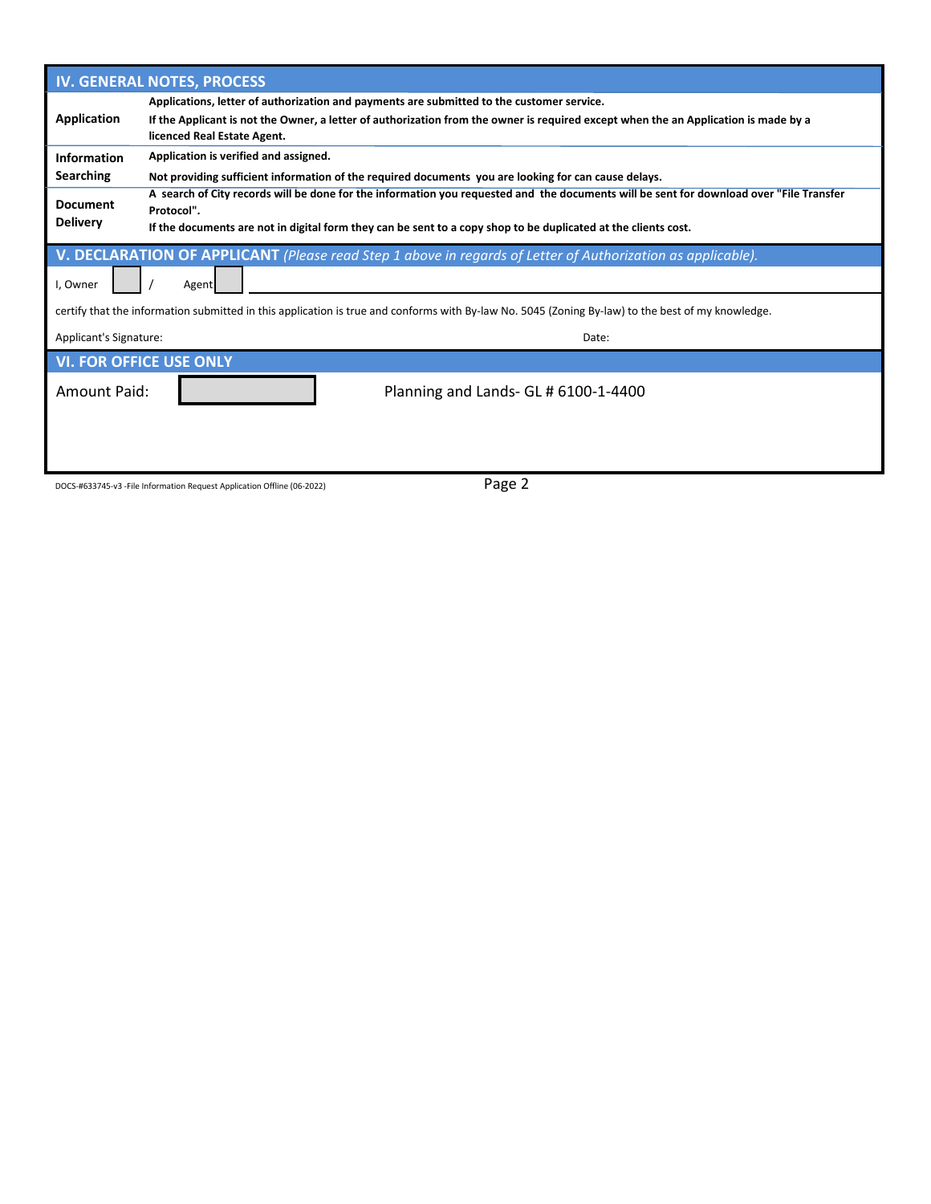## IV. GENERAL NOTES, PROCESS

| | |
|---|---|
| **Application** | **Applications, letter of authorization and payments are submitted to the customer service.**<br>**If the Applicant is not the Owner, a letter of authorization from the owner is required except when the an Application is made by a licenced Real Estate Agent.** |
| **Information Searching** | **Application is verified and assigned.**<br>**Not providing sufficient information of the required documents you are looking for can cause delays.** |
| **Document Delivery** | **A search of City records will be done for the information you requested and the documents will be sent for download over "File Transfer Protocol".**<br>**If the documents are not in digital form they can be sent to a copy shop to be duplicated at the clients cost.** |

## V. DECLARATION OF APPLICANT *(Please read Step 1 above in regards of Letter of Authorization as applicable).*

I, Owner ☐ / Agent ☐ ______________________________

certify that the information submitted in this application is true and conforms with By-law No. 5045 (Zoning By-law) to the best of my knowledge.

Applicant's Signature: Date:

## VI. FOR OFFICE USE ONLY

Amount Paid: ☐ Planning and Lands- GL # 6100-1-4400

DOCS-#633745-v3 -File Information Request Application Offline (06-2022)